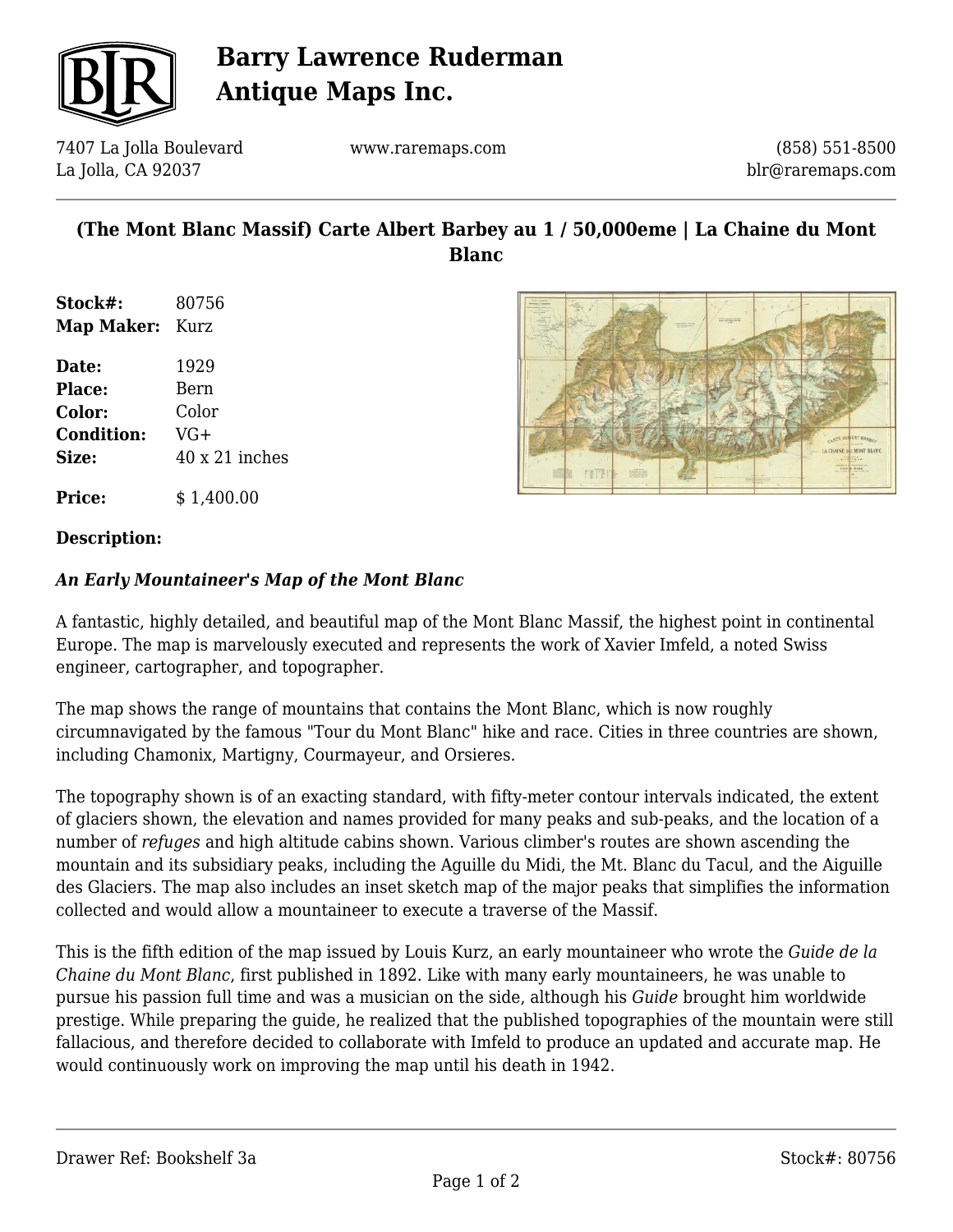# Barry Lawrence Ruderman Antique Maps Inc.

7407 La Jolla Boulevard
La Jolla, CA 92037

www.raremaps.com

(858) 551-8500
blr@raremaps.com

## (The Mont Blanc Massif) Carte Albert Barbey au 1 / 50,000eme | La Chaine du Mont Blanc

**Stock#:** 80756
**Map Maker:** Kurz

**Date:** 1929
**Place:** Bern
**Color:** Color
**Condition:** VG+
**Size:** 40 x 21 inches

**Price:** $ 1,400.00

### Description:

***An Early Mountaineer's Map of the Mont Blanc***

A fantastic, highly detailed, and beautiful map of the Mont Blanc Massif, the highest point in continental Europe. The map is marvelously executed and represents the work of Xavier Imfeld, a noted Swiss engineer, cartographer, and topographer.

The map shows the range of mountains that contains the Mont Blanc, which is now roughly circumnavigated by the famous "Tour du Mont Blanc" hike and race. Cities in three countries are shown, including Chamonix, Martigny, Courmayeur, and Orsieres.

The topography shown is of an exacting standard, with fifty-meter contour intervals indicated, the extent of glaciers shown, the elevation and names provided for many peaks and sub-peaks, and the location of a number of *refuges* and high altitude cabins shown. Various climber's routes are shown ascending the mountain and its subsidiary peaks, including the Aguille du Midi, the Mt. Blanc du Tacul, and the Aiguille des Glaciers. The map also includes an inset sketch map of the major peaks that simplifies the information collected and would allow a mountaineer to execute a traverse of the Massif.

This is the fifth edition of the map issued by Louis Kurz, an early mountaineer who wrote the *Guide de la Chaine du Mont Blanc*, first published in 1892. Like with many early mountaineers, he was unable to pursue his passion full time and was a musician on the side, although his *Guide* brought him worldwide prestige. While preparing the guide, he realized that the published topographies of the mountain were still fallacious, and therefore decided to collaborate with Imfeld to produce an updated and accurate map. He would continuously work on improving the map until his death in 1942.

Drawer Ref: Bookshelf 3a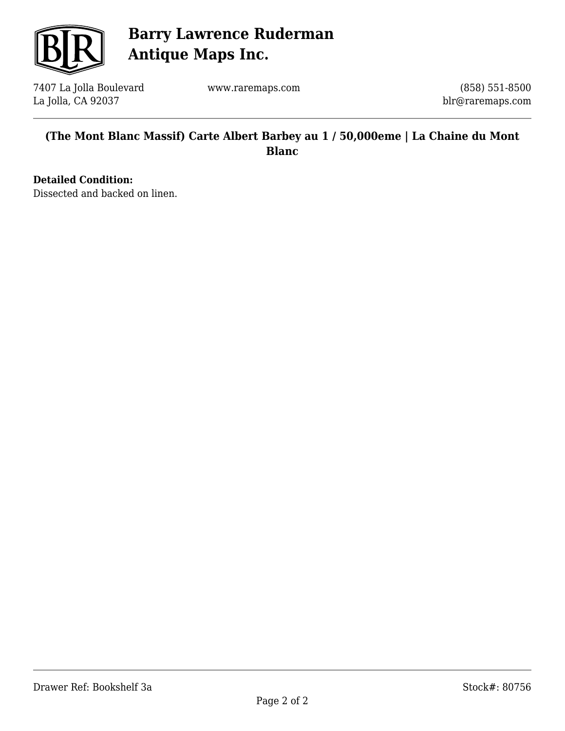**(The Mont Blanc Massif) Carte Albert Barbey au 1 / 50,000eme | La Chaine du Mont Blanc**

**Detailed Condition:**
Dissected and backed on linen.